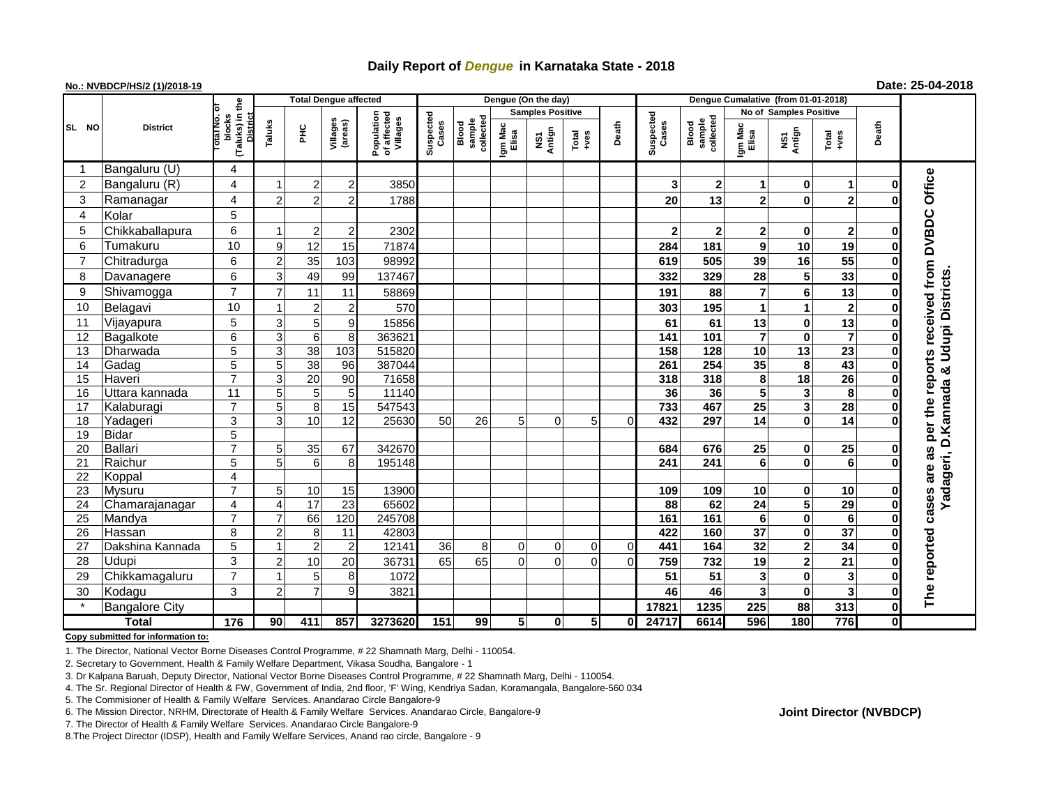# Daily Report of *Dengue* in Karnataka State - 2018

**No.: NVBDCP/HS/2 (1)/2018-19**

**Date: 25-04-2018**

| SL NO | District | Total No. of blocks (Taluks) in the District | Total Dengue affected | | | | Dengue (On the day) | | | | | | Dengue Cumalative (from 01-01-2018) | | | | | | |
|---|---|---|---|---|---|---|---|---|---|---|---|---|---|---|---|---|---|---|---|
| | | | Taluks | PHC | Villages (areas) | Population of affected Villages | Suspected Cases | Blood sample collected | Samples Positive | | | Death | Suspected Cases | Blood sample collected | No of Samples Positive | | | Death | |
| | | | | | | | | | Igm Mac Elisa | NS1 Antign | Total +ves | | | | Igm Mac Elisa | NS1 Antign | Total +ves | | |
| 1 | Bangaluru (U) | 4 | | | | | | | | | | | | | | | | | The reported cases are as per the reports received from DVBDC Office Yadageri, D.Kannada & Udupi Districts. |
| 2 | Bangaluru (R) | 4 | 1 | 2 | 2 | 3850 | | | | | | | 3 | 2 | 1 | 0 | 1 | 0 | |
| 3 | Ramanagar | 4 | 2 | 2 | 2 | 1788 | | | | | | | 20 | 13 | 2 | 0 | 2 | 0 | |
| 4 | Kolar | 5 | | | | | | | | | | | | | | | | | |
| 5 | Chikkaballapura | 6 | 1 | 2 | 2 | 2302 | | | | | | | 2 | 2 | 2 | 0 | 2 | 0 | |
| 6 | Tumakuru | 10 | 9 | 12 | 15 | 71874 | | | | | | | 284 | 181 | 9 | 10 | 19 | 0 | |
| 7 | Chitradurga | 6 | 2 | 35 | 103 | 98992 | | | | | | | 619 | 505 | 39 | 16 | 55 | 0 | |
| 8 | Davanagere | 6 | 3 | 49 | 99 | 137467 | | | | | | | 332 | 329 | 28 | 5 | 33 | 0 | |
| 9 | Shivamogga | 7 | 7 | 11 | 11 | 58869 | | | | | | | 191 | 88 | 7 | 6 | 13 | 0 | |
| 10 | Belagavi | 10 | 1 | 2 | 2 | 570 | | | | | | | 303 | 195 | 1 | 1 | 2 | 0 | |
| 11 | Vijayapura | 5 | 3 | 5 | 9 | 15856 | | | | | | | 61 | 61 | 13 | 0 | 13 | 0 | |
| 12 | Bagalkote | 6 | 3 | 6 | 8 | 363621 | | | | | | | 141 | 101 | 7 | 0 | 7 | 0 | |
| 13 | Dharwada | 5 | 3 | 38 | 103 | 515820 | | | | | | | 158 | 128 | 10 | 13 | 23 | 0 | |
| 14 | Gadag | 5 | 5 | 38 | 96 | 387044 | | | | | | | 261 | 254 | 35 | 8 | 43 | 0 | |
| 15 | Haveri | 7 | 3 | 20 | 90 | 71658 | | | | | | | 318 | 318 | 8 | 18 | 26 | 0 | |
| 16 | Uttara kannada | 11 | 5 | 5 | 5 | 11140 | | | | | | | 36 | 36 | 5 | 3 | 8 | 0 | |
| 17 | Kalaburagi | 7 | 5 | 8 | 15 | 547543 | | | | | | | 733 | 467 | 25 | 3 | 28 | 0 | |
| 18 | Yadageri | 3 | 3 | 10 | 12 | 25630 | 50 | 26 | 5 | 0 | 5 | 0 | 432 | 297 | 14 | 0 | 14 | 0 | |
| 19 | Bidar | 5 | | | | | | | | | | | | | | | | | |
| 20 | Ballari | 7 | 5 | 35 | 67 | 342670 | | | | | | | 684 | 676 | 25 | 0 | 25 | 0 | |
| 21 | Raichur | 5 | 5 | 6 | 8 | 195148 | | | | | | | 241 | 241 | 6 | 0 | 6 | 0 | |
| 22 | Koppal | 4 | | | | | | | | | | | | | | | | | |
| 23 | Mysuru | 7 | 5 | 10 | 15 | 13900 | | | | | | | 109 | 109 | 10 | 0 | 10 | 0 | |
| 24 | Chamarajanagar | 4 | 4 | 17 | 23 | 65602 | | | | | | | 88 | 62 | 24 | 5 | 29 | 0 | |
| 25 | Mandya | 7 | 7 | 66 | 120 | 245708 | | | | | | | 161 | 161 | 6 | 0 | 6 | 0 | |
| 26 | Hassan | 8 | 2 | 8 | 11 | 42803 | | | | | | | 422 | 160 | 37 | 0 | 37 | 0 | |
| 27 | Dakshina Kannada | 5 | 1 | 2 | 2 | 12141 | 36 | 8 | 0 | 0 | 0 | 0 | 441 | 164 | 32 | 2 | 34 | 0 | |
| 28 | Udupi | 3 | 2 | 10 | 20 | 36731 | 65 | 65 | 0 | 0 | 0 | 0 | 759 | 732 | 19 | 2 | 21 | 0 | |
| 29 | Chikkamagaluru | 7 | 1 | 5 | 8 | 1072 | | | | | | | 51 | 51 | 3 | 0 | 3 | 0 | |
| 30 | Kodagu | 3 | 2 | 7 | 9 | 3821 | | | | | | | 46 | 46 | 3 | 0 | 3 | 0 | |
| * | Bangalore City | | | | | | | | | | | | 17821 | 1235 | 225 | 88 | 313 | 0 | |
| **Total** | | **176** | **90** | **411** | **857** | **3273620** | **151** | **99** | **5** | **0** | **5** | **0** | **24717** | **6614** | **596** | **180** | **776** | **0** | |

**Copy submitted for information to:**

1. The Director, National Vector Borne Diseases Control Programme, # 22 Shamnath Marg, Delhi - 110054.
2. Secretary to Government, Health & Family Welfare Department, Vikasa Soudha, Bangalore - 1
3. Dr Kalpana Baruah, Deputy Director, National Vector Borne Diseases Control Programme, # 22 Shamnath Marg, Delhi - 110054.
4. The Sr. Regional Director of Health & FW, Government of India, 2nd floor, 'F' Wing, Kendriya Sadan, Koramangala, Bangalore-560 034
5. The Commisioner of Health & Family Welfare Services. Anandarao Circle Bangalore-9
6. The Mission Director, NRHM, Directorate of Health & Family Welfare Services. Anandarao Circle, Bangalore-9
7. The Director of Health & Family Welfare Services. Anandarao Circle Bangalore-9
8. The Project Director (IDSP), Health and Family Welfare Services, Anand rao circle, Bangalore - 9

**Joint Director (NVBDCP)**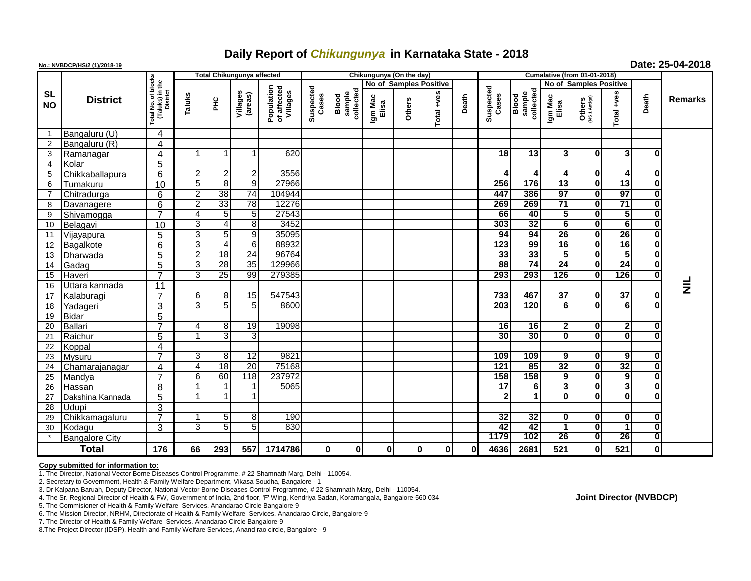# Daily Report of *Chikungunya* in Karnataka State - 2018

**No.: NVBDCP/HS/2 (1)/2018-19**

**Date: 25-04-2018**

| SL NO | District | Total No. of blocks (Taluks) in the District | Total Chikungunya affected | | | | Chikungunya (On the day) | | | | | | Cumalative (from 01-01-2018) | | | | | | Remarks |
|---|---|---|---|---|---|---|---|---|---|---|---|---|---|---|---|---|---|---|---|
| | | | Taluks | PHC | Villages (areas) | Population of affected Villages | Suspected Cases | Blood sample collected | No of Samples Positive | | | Death | Suspected Cases | Blood sample collected | No of Samples Positive | | | Death | |
| | | | | | | | | | Igm Mac Elisa | Others | Total +ves | | | | Igm Mac Elisa | Others (NS 1 Antign) | Total +ves | | |
| 1 | Bangaluru (U) | 4 | | | | | | | | | | | | | | | | | NIL |
| 2 | Bangaluru (R) | 4 | | | | | | | | | | | | | | | | | |
| 3 | Ramanagar | 4 | 1 | 1 | 1 | 620 | | | | | | | 18 | 13 | 3 | 0 | 3 | 0 | |
| 4 | Kolar | 5 | | | | | | | | | | | | | | | | | |
| 5 | Chikkaballapura | 6 | 2 | 2 | 2 | 3556 | | | | | | | 4 | 4 | 4 | 0 | 4 | 0 | |
| 6 | Tumakuru | 10 | 5 | 8 | 9 | 27966 | | | | | | | 256 | 176 | 13 | 0 | 13 | 0 | |
| 7 | Chitradurga | 6 | 2 | 38 | 74 | 104944 | | | | | | | 447 | 386 | 97 | 0 | 97 | 0 | |
| 8 | Davanagere | 6 | 2 | 33 | 78 | 12276 | | | | | | | 269 | 269 | 71 | 0 | 71 | 0 | |
| 9 | Shivamogga | 7 | 4 | 5 | 5 | 27543 | | | | | | | 66 | 40 | 5 | 0 | 5 | 0 | |
| 10 | Belagavi | 10 | 3 | 4 | 8 | 3452 | | | | | | | 303 | 32 | 6 | 0 | 6 | 0 | |
| 11 | Vijayapura | 5 | 3 | 5 | 9 | 35095 | | | | | | | 94 | 94 | 26 | 0 | 26 | 0 | |
| 12 | Bagalkote | 6 | 3 | 4 | 6 | 88932 | | | | | | | 123 | 99 | 16 | 0 | 16 | 0 | |
| 13 | Dharwada | 5 | 2 | 18 | 24 | 96764 | | | | | | | 33 | 33 | 5 | 0 | 5 | 0 | |
| 14 | Gadag | 5 | 3 | 28 | 35 | 129966 | | | | | | | 88 | 74 | 24 | 0 | 24 | 0 | |
| 15 | Haveri | 7 | 3 | 25 | 99 | 279385 | | | | | | | 293 | 293 | 126 | 0 | 126 | 0 | |
| 16 | Uttara kannada | 11 | | | | | | | | | | | | | | | | | |
| 17 | Kalaburagi | 7 | 6 | 8 | 15 | 547543 | | | | | | | 733 | 467 | 37 | 0 | 37 | 0 | |
| 18 | Yadageri | 3 | 3 | 5 | 5 | 8600 | | | | | | | 203 | 120 | 6 | 0 | 6 | 0 | |
| 19 | Bidar | 5 | | | | | | | | | | | | | | | | | |
| 20 | Ballari | 7 | 4 | 8 | 19 | 19098 | | | | | | | 16 | 16 | 2 | 0 | 2 | 0 | |
| 21 | Raichur | 5 | 1 | 3 | 3 | | | | | | | | 30 | 30 | 0 | 0 | 0 | 0 | |
| 22 | Koppal | 4 | | | | | | | | | | | | | | | | | |
| 23 | Mysuru | 7 | 3 | 8 | 12 | 9821 | | | | | | | 109 | 109 | 9 | 0 | 9 | 0 | |
| 24 | Chamarajanagar | 4 | 4 | 18 | 20 | 75168 | | | | | | | 121 | 85 | 32 | 0 | 32 | 0 | |
| 25 | Mandya | 7 | 6 | 60 | 118 | 237972 | | | | | | | 158 | 158 | 9 | 0 | 9 | 0 | |
| 26 | Hassan | 8 | 1 | 1 | 1 | 5065 | | | | | | | 17 | 6 | 3 | 0 | 3 | 0 | |
| 27 | Dakshina Kannada | 5 | 1 | 1 | 1 | | | | | | | | 2 | 1 | 0 | 0 | 0 | 0 | |
| 28 | Udupi | 3 | | | | | | | | | | | | | | | | | |
| 29 | Chikkamagaluru | 7 | 1 | 5 | 8 | 190 | | | | | | | 32 | 32 | 0 | 0 | 0 | 0 | |
| 30 | Kodagu | 3 | 3 | 5 | 5 | 830 | | | | | | | 42 | 42 | 1 | 0 | 1 | 0 | |
| * | Bangalore City | | | | | | | | | | | | 1179 | 102 | 26 | 0 | 26 | 0 | |
| **Total** | | **176** | **66** | **293** | **557** | **1714786** | **0** | **0** | **0** | **0** | **0** | **0** | **4636** | **2681** | **521** | **0** | **521** | **0** | |

**Copy submitted for information to:**

1. The Director, National Vector Borne Diseases Control Programme, # 22 Shamnath Marg, Delhi - 110054.
2. Secretary to Government, Health & Family Welfare Department, Vikasa Soudha, Bangalore - 1
3. Dr Kalpana Baruah, Deputy Director, National Vector Borne Diseases Control Programme, # 22 Shamnath Marg, Delhi - 110054.
4. The Sr. Regional Director of Health & FW, Government of India, 2nd floor, 'F' Wing, Kendriya Sadan, Koramangala, Bangalore-560 034
5. The Commisioner of Health & Family Welfare Services. Anandarao Circle Bangalore-9
6. The Mission Director, NRHM, Directorate of Health & Family Welfare Services. Anandarao Circle, Bangalore-9
7. The Director of Health & Family Welfare Services. Anandarao Circle Bangalore-9
8.The Project Director (IDSP), Health and Family Welfare Services, Anand rao circle, Bangalore - 9

**Joint Director (NVBDCP)**